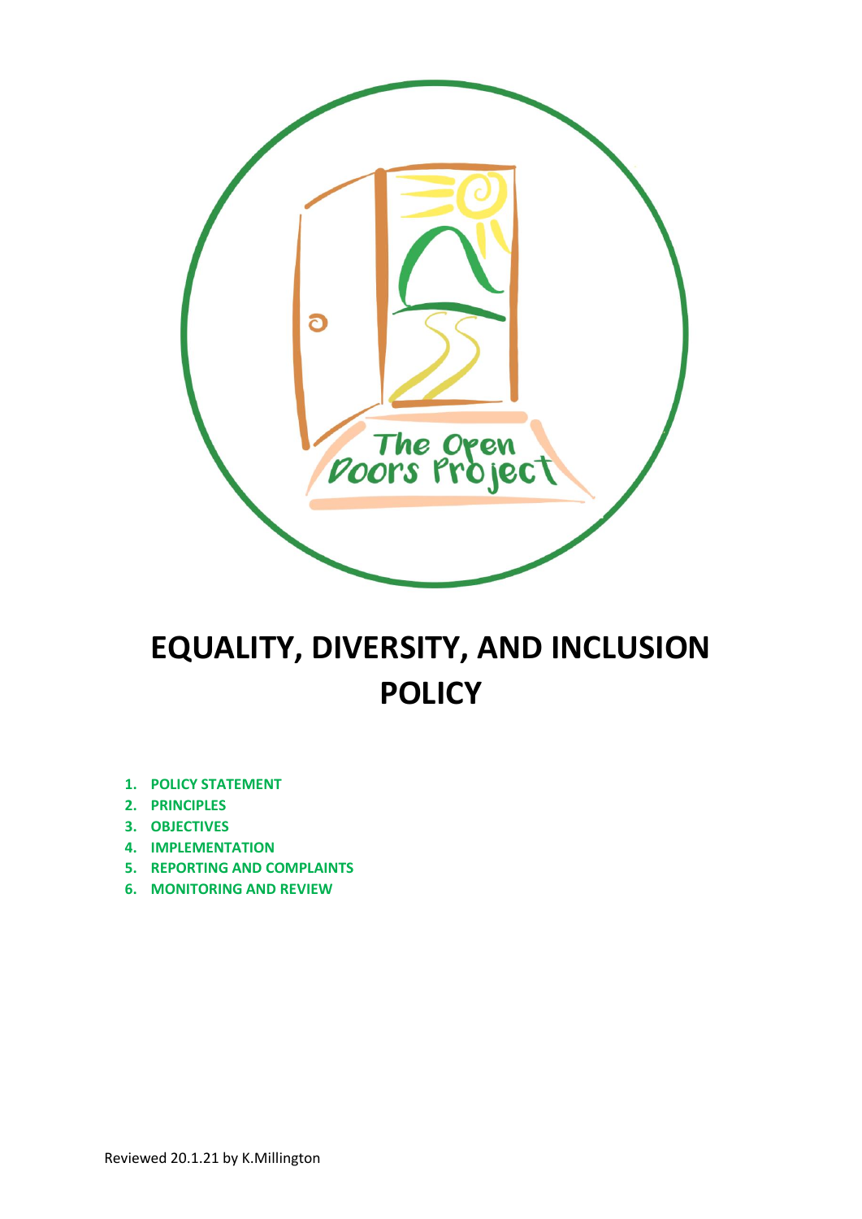# EQUALITY, DIVERSITY, AND INCLUSION POLICY

1. **POLICY STATEMENT**
2. **PRINCIPLES**
3. **OBJECTIVES**
4. **IMPLEMENTATION**
5. **REPORTING AND COMPLAINTS**
6. **MONITORING AND REVIEW**

Reviewed 20.1.21 by K.Millington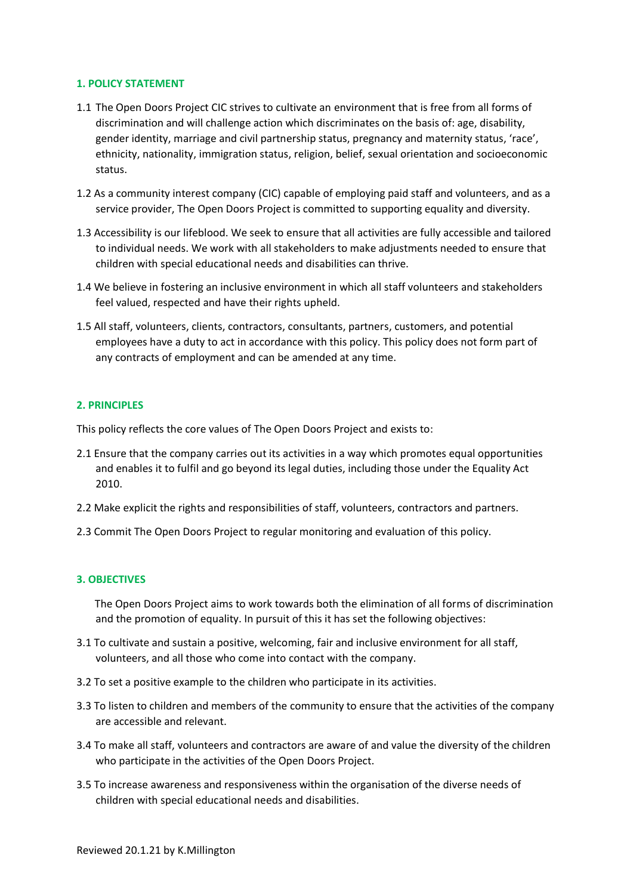## 1. POLICY STATEMENT

1.1 The Open Doors Project CIC strives to cultivate an environment that is free from all forms of discrimination and will challenge action which discriminates on the basis of: age, disability, gender identity, marriage and civil partnership status, pregnancy and maternity status, 'race', ethnicity, nationality, immigration status, religion, belief, sexual orientation and socioeconomic status.

1.2 As a community interest company (CIC) capable of employing paid staff and volunteers, and as a service provider, The Open Doors Project is committed to supporting equality and diversity.

1.3 Accessibility is our lifeblood. We seek to ensure that all activities are fully accessible and tailored to individual needs. We work with all stakeholders to make adjustments needed to ensure that children with special educational needs and disabilities can thrive.

1.4 We believe in fostering an inclusive environment in which all staff volunteers and stakeholders feel valued, respected and have their rights upheld.

1.5 All staff, volunteers, clients, contractors, consultants, partners, customers, and potential employees have a duty to act in accordance with this policy. This policy does not form part of any contracts of employment and can be amended at any time.

## 2. PRINCIPLES

This policy reflects the core values of The Open Doors Project and exists to:

2.1 Ensure that the company carries out its activities in a way which promotes equal opportunities and enables it to fulfil and go beyond its legal duties, including those under the Equality Act 2010.

2.2 Make explicit the rights and responsibilities of staff, volunteers, contractors and partners.

2.3 Commit The Open Doors Project to regular monitoring and evaluation of this policy.

## 3. OBJECTIVES

The Open Doors Project aims to work towards both the elimination of all forms of discrimination and the promotion of equality. In pursuit of this it has set the following objectives:

3.1 To cultivate and sustain a positive, welcoming, fair and inclusive environment for all staff, volunteers, and all those who come into contact with the company.

3.2 To set a positive example to the children who participate in its activities.

3.3 To listen to children and members of the community to ensure that the activities of the company are accessible and relevant.

3.4 To make all staff, volunteers and contractors are aware of and value the diversity of the children who participate in the activities of the Open Doors Project.

3.5 To increase awareness and responsiveness within the organisation of the diverse needs of children with special educational needs and disabilities.

Reviewed 20.1.21 by K.Millington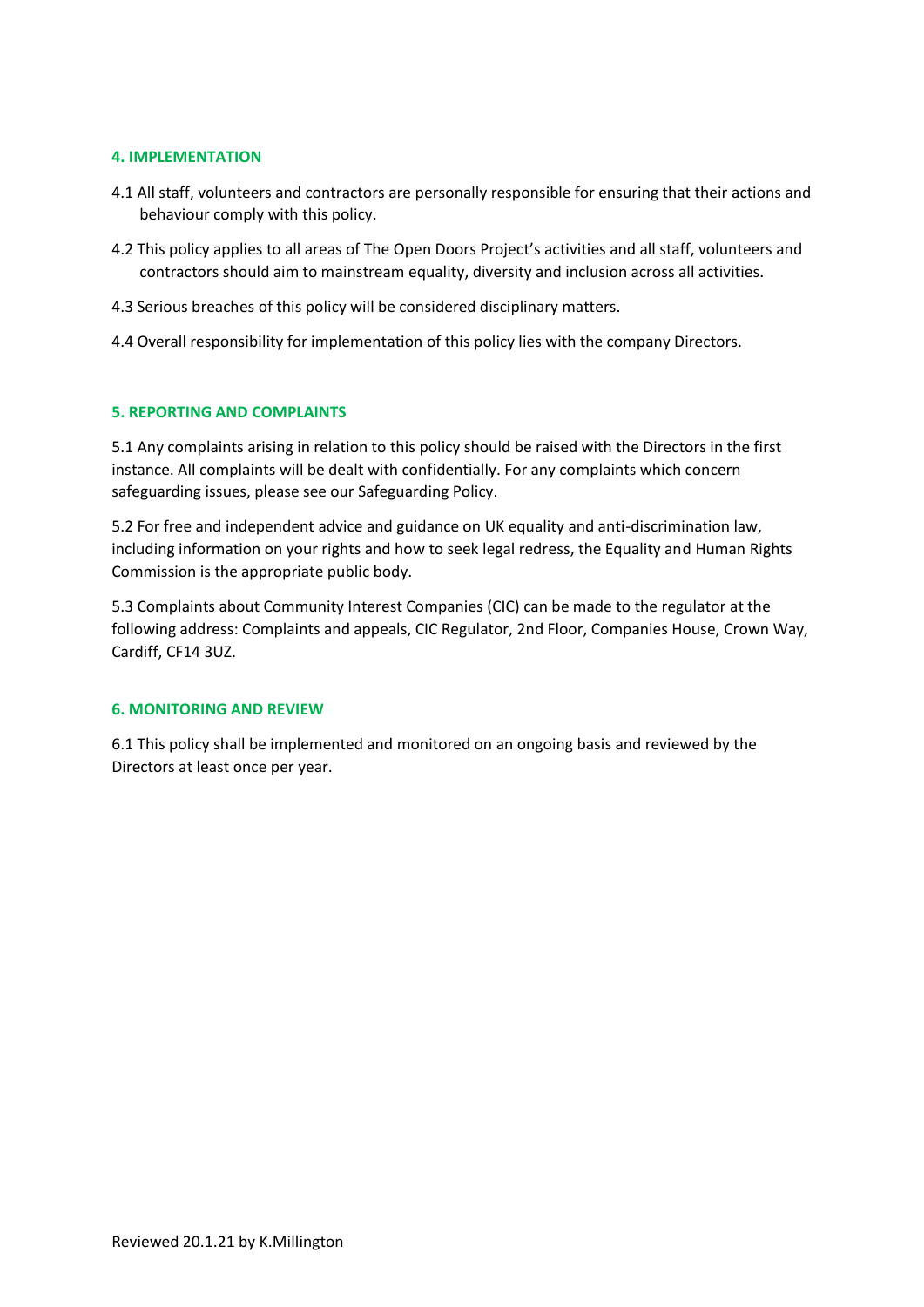## 4. IMPLEMENTATION

4.1 All staff, volunteers and contractors are personally responsible for ensuring that their actions and behaviour comply with this policy.

4.2 This policy applies to all areas of The Open Doors Project's activities and all staff, volunteers and contractors should aim to mainstream equality, diversity and inclusion across all activities.

4.3 Serious breaches of this policy will be considered disciplinary matters.

4.4 Overall responsibility for implementation of this policy lies with the company Directors.

## 5. REPORTING AND COMPLAINTS

5.1 Any complaints arising in relation to this policy should be raised with the Directors in the first instance. All complaints will be dealt with confidentially. For any complaints which concern safeguarding issues, please see our Safeguarding Policy.

5.2 For free and independent advice and guidance on UK equality and anti-discrimination law, including information on your rights and how to seek legal redress, the Equality and Human Rights Commission is the appropriate public body.

5.3 Complaints about Community Interest Companies (CIC) can be made to the regulator at the following address: Complaints and appeals, CIC Regulator, 2nd Floor, Companies House, Crown Way, Cardiff, CF14 3UZ.

## 6. MONITORING AND REVIEW

6.1 This policy shall be implemented and monitored on an ongoing basis and reviewed by the Directors at least once per year.

Reviewed 20.1.21 by K.Millington